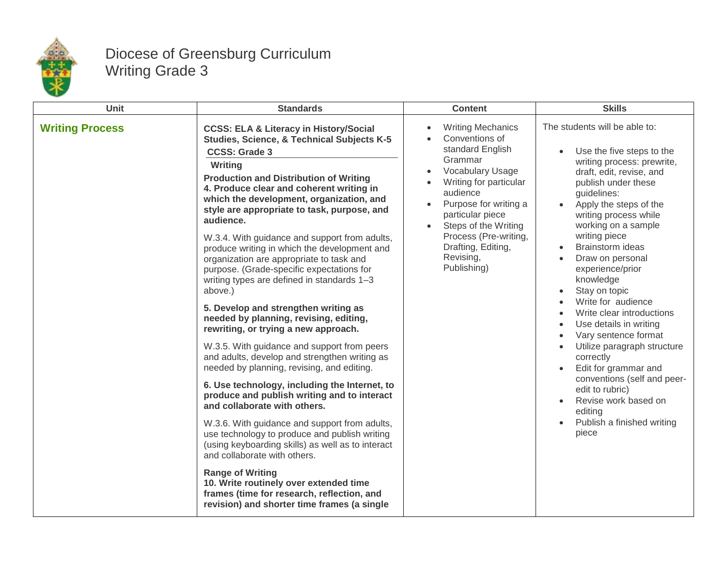# Diocese of Greensburg Curriculum
## Writing Grade 3

| Unit | Standards | Content | Skills |
|---|---|---|---|
| **Writing Process** | **CCSS: ELA & Literacy in History/Social Studies, Science, & Technical Subjects K-5**<br>**CCSS: Grade 3**<br>**Writing**<br>**Production and Distribution of Writing**<br>**4. Produce clear and coherent writing in which the development, organization, and style are appropriate to task, purpose, and audience.**<br><br>W.3.4. With guidance and support from adults, produce writing in which the development and organization are appropriate to task and purpose. (Grade-specific expectations for writing types are defined in standards 1–3 above.)<br><br>**5. Develop and strengthen writing as needed by planning, revising, editing, rewriting, or trying a new approach.**<br><br>W.3.5. With guidance and support from peers and adults, develop and strengthen writing as needed by planning, revising, and editing.<br><br>**6. Use technology, including the Internet, to produce and publish writing and to interact and collaborate with others.**<br><br>W.3.6. With guidance and support from adults, use technology to produce and publish writing (using keyboarding skills) as well as to interact and collaborate with others.<br><br>**Range of Writing**<br>**10. Write routinely over extended time frames (time for research, reflection, and revision) and shorter time frames (a single** | • Writing Mechanics<br>• Conventions of standard English Grammar<br>• Vocabulary Usage<br>• Writing for particular audience<br>• Purpose for writing a particular piece<br>• Steps of the Writing Process (Pre-writing, Drafting, Editing, Revising, Publishing) | The students will be able to:<br><br>• Use the five steps to the writing process: prewrite, draft, edit, revise, and publish under these guidelines:<br>• Apply the steps of the writing process while working on a sample writing piece<br>• Brainstorm ideas<br>• Draw on personal experience/prior knowledge<br>• Stay on topic<br>• Write for audience<br>• Write clear introductions<br>• Use details in writing<br>• Vary sentence format<br>• Utilize paragraph structure correctly<br>• Edit for grammar and conventions (self and peer-edit to rubric)<br>• Revise work based on editing<br>• Publish a finished writing piece |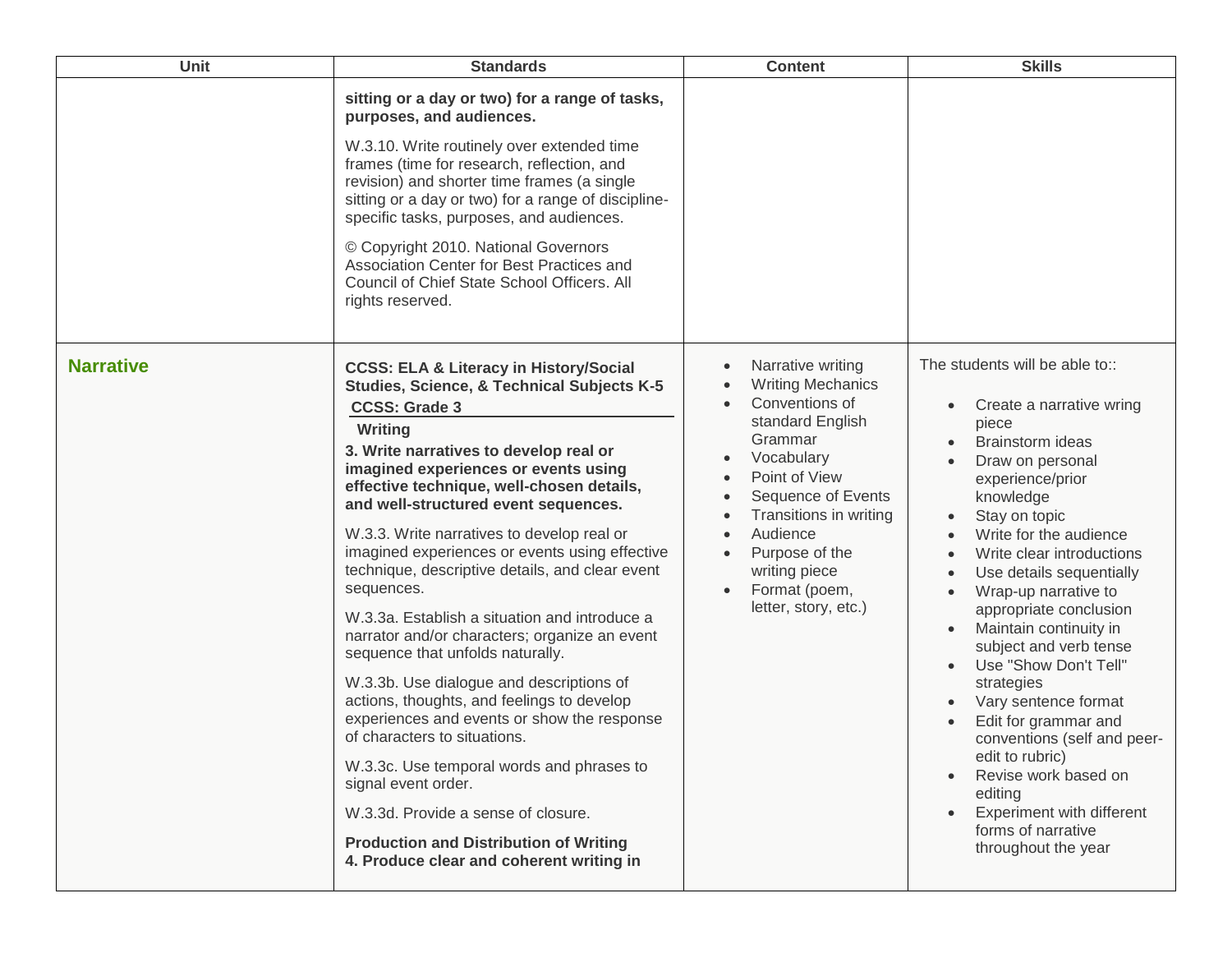| Unit | Standards | Content | Skills |
| --- | --- | --- | --- |
| | **sitting or a day or two) for a range of tasks, purposes, and audiences.**<br><br>W.3.10. Write routinely over extended time frames (time for research, reflection, and revision) and shorter time frames (a single sitting or a day or two) for a range of discipline-specific tasks, purposes, and audiences.<br><br>© Copyright 2010. National Governors Association Center for Best Practices and Council of Chief State School Officers. All rights reserved. | | |
| **Narrative** | **CCSS: ELA & Literacy in History/Social Studies, Science, & Technical Subjects K-5**<br>**CCSS: Grade 3**<br>**Writing**<br>**3. Write narratives to develop real or imagined experiences or events using effective technique, well-chosen details, and well-structured event sequences.**<br><br>W.3.3. Write narratives to develop real or imagined experiences or events using effective technique, descriptive details, and clear event sequences.<br><br>W.3.3a. Establish a situation and introduce a narrator and/or characters; organize an event sequence that unfolds naturally.<br><br>W.3.3b. Use dialogue and descriptions of actions, thoughts, and feelings to develop experiences and events or show the response of characters to situations.<br><br>W.3.3c. Use temporal words and phrases to signal event order.<br><br>W.3.3d. Provide a sense of closure.<br><br>**Production and Distribution of Writing**<br>**4. Produce clear and coherent writing in** | • Narrative writing<br>• Writing Mechanics<br>• Conventions of standard English Grammar<br>• Vocabulary<br>• Point of View<br>• Sequence of Events<br>• Transitions in writing<br>• Audience<br>• Purpose of the writing piece<br>• Format (poem, letter, story, etc.) | The students will be able to::<br><br>• Create a narrative wring piece<br>• Brainstorm ideas<br>• Draw on personal experience/prior knowledge<br>• Stay on topic<br>• Write for the audience<br>• Write clear introductions<br>• Use details sequentially<br>• Wrap-up narrative to appropriate conclusion<br>• Maintain continuity in subject and verb tense<br>• Use "Show Don't Tell" strategies<br>• Vary sentence format<br>• Edit for grammar and conventions (self and peer-edit to rubric)<br>• Revise work based on editing<br>• Experiment with different forms of narrative throughout the year |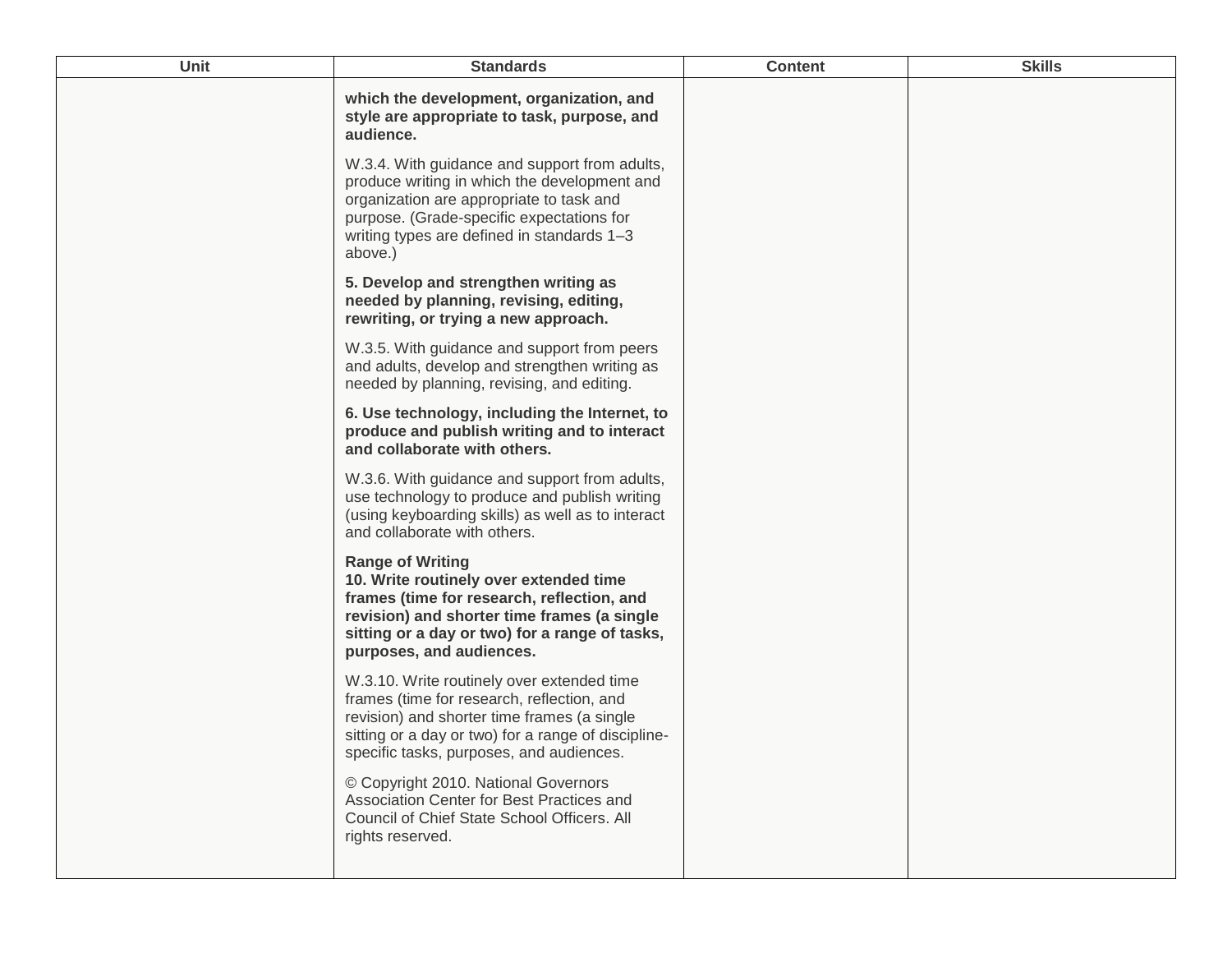| Unit | Standards | Content | Skills |
|---|---|---|---|
| | **which the development, organization, and style are appropriate to task, purpose, and audience.**<br><br>W.3.4. With guidance and support from adults, produce writing in which the development and organization are appropriate to task and purpose. (Grade-specific expectations for writing types are defined in standards 1–3 above.)<br><br>**5. Develop and strengthen writing as needed by planning, revising, editing, rewriting, or trying a new approach.**<br><br>W.3.5. With guidance and support from peers and adults, develop and strengthen writing as needed by planning, revising, and editing.<br><br>**6. Use technology, including the Internet, to produce and publish writing and to interact and collaborate with others.**<br><br>W.3.6. With guidance and support from adults, use technology to produce and publish writing (using keyboarding skills) as well as to interact and collaborate with others.<br><br>**Range of Writing**<br>**10. Write routinely over extended time frames (time for research, reflection, and revision) and shorter time frames (a single sitting or a day or two) for a range of tasks, purposes, and audiences.**<br><br>W.3.10. Write routinely over extended time frames (time for research, reflection, and revision) and shorter time frames (a single sitting or a day or two) for a range of discipline-specific tasks, purposes, and audiences.<br><br>© Copyright 2010. National Governors Association Center for Best Practices and Council of Chief State School Officers. All rights reserved. | | |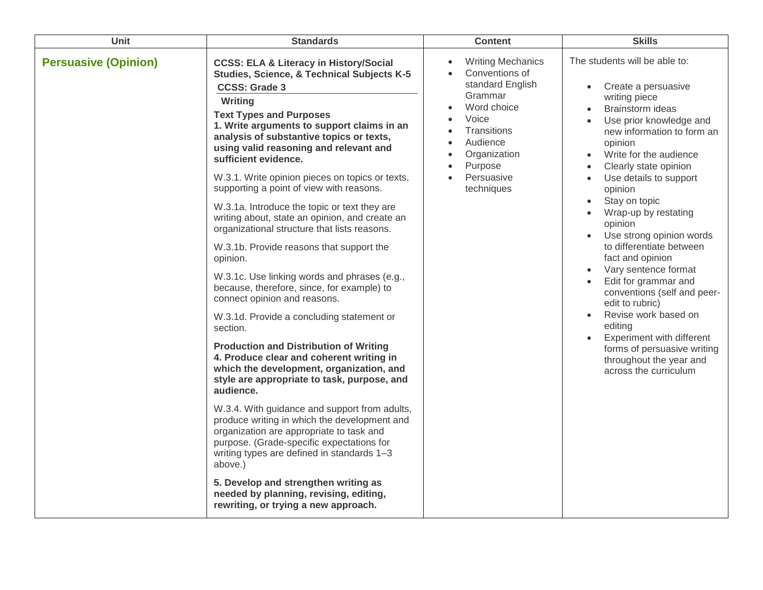| Unit | Standards | Content | Skills |
| --- | --- | --- | --- |
| **Persuasive (Opinion)** | **CCSS: ELA & Literacy in History/Social Studies, Science, & Technical Subjects K-5**<br>**CCSS: Grade 3**<br>**Writing**<br>**Text Types and Purposes**<br>**1. Write arguments to support claims in an analysis of substantive topics or texts, using valid reasoning and relevant and sufficient evidence.**<br><br>W.3.1. Write opinion pieces on topics or texts, supporting a point of view with reasons.<br><br>W.3.1a. Introduce the topic or text they are writing about, state an opinion, and create an organizational structure that lists reasons.<br><br>W.3.1b. Provide reasons that support the opinion.<br><br>W.3.1c. Use linking words and phrases (e.g., because, therefore, since, for example) to connect opinion and reasons.<br><br>W.3.1d. Provide a concluding statement or section.<br><br>**Production and Distribution of Writing**<br>**4. Produce clear and coherent writing in which the development, organization, and style are appropriate to task, purpose, and audience.**<br><br>W.3.4. With guidance and support from adults, produce writing in which the development and organization are appropriate to task and purpose. (Grade-specific expectations for writing types are defined in standards 1–3 above.)<br><br>**5. Develop and strengthen writing as needed by planning, revising, editing, rewriting, or trying a new approach.** | • Writing Mechanics<br>• Conventions of standard English Grammar<br>• Word choice<br>• Voice<br>• Transitions<br>• Audience<br>• Organization<br>• Purpose<br>• Persuasive techniques | The students will be able to:<br><br>• Create a persuasive writing piece<br>• Brainstorm ideas<br>• Use prior knowledge and new information to form an opinion<br>• Write for the audience<br>• Clearly state opinion<br>• Use details to support opinion<br>• Stay on topic<br>• Wrap-up by restating opinion<br>• Use strong opinion words to differentiate between fact and opinion<br>• Vary sentence format<br>• Edit for grammar and conventions (self and peer-edit to rubric)<br>• Revise work based on editing<br>• Experiment with different forms of persuasive writing throughout the year and across the curriculum |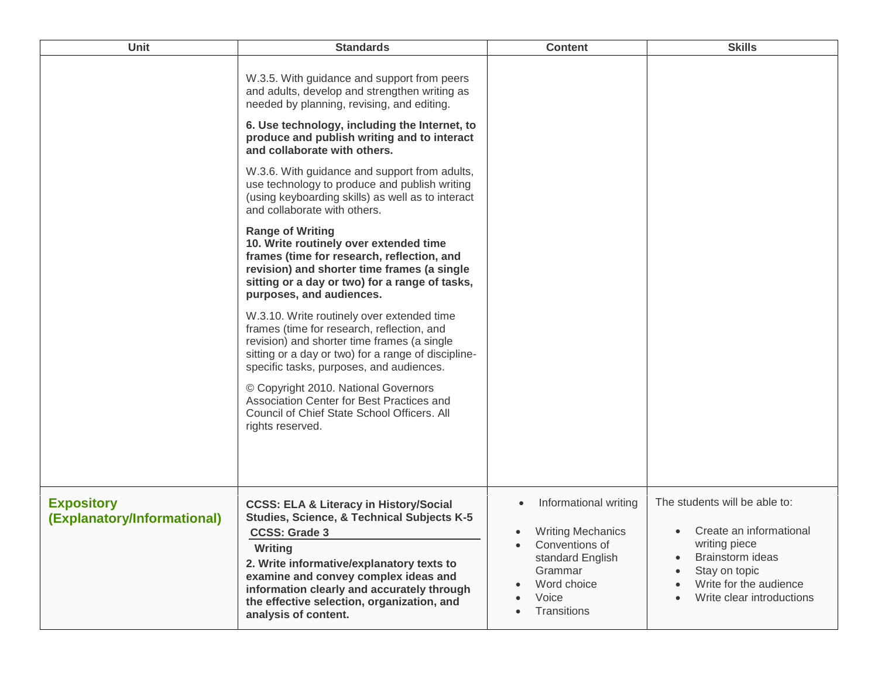| Unit | Standards | Content | Skills |
| --- | --- | --- | --- |
| | W.3.5. With guidance and support from peers and adults, develop and strengthen writing as needed by planning, revising, and editing.<br><br>**6. Use technology, including the Internet, to produce and publish writing and to interact and collaborate with others.**<br><br>W.3.6. With guidance and support from adults, use technology to produce and publish writing (using keyboarding skills) as well as to interact and collaborate with others.<br><br>**Range of Writing**<br>**10. Write routinely over extended time frames (time for research, reflection, and revision) and shorter time frames (a single sitting or a day or two) for a range of tasks, purposes, and audiences.**<br><br>W.3.10. Write routinely over extended time frames (time for research, reflection, and revision) and shorter time frames (a single sitting or a day or two) for a range of discipline-specific tasks, purposes, and audiences.<br><br>© Copyright 2010. National Governors Association Center for Best Practices and Council of Chief State School Officers. All rights reserved. | | |
| **Expository (Explanatory/Informational)** | **CCSS: ELA & Literacy in History/Social Studies, Science, & Technical Subjects K-5**<br>**CCSS: Grade 3**<br>**Writing**<br>**2. Write informative/explanatory texts to examine and convey complex ideas and information clearly and accurately through the effective selection, organization, and analysis of content.** | • Informational writing<br>• Writing Mechanics<br>• Conventions of standard English Grammar<br>• Word choice<br>• Voice<br>• Transitions | The students will be able to:<br>• Create an informational writing piece<br>• Brainstorm ideas<br>• Stay on topic<br>• Write for the audience<br>• Write clear introductions |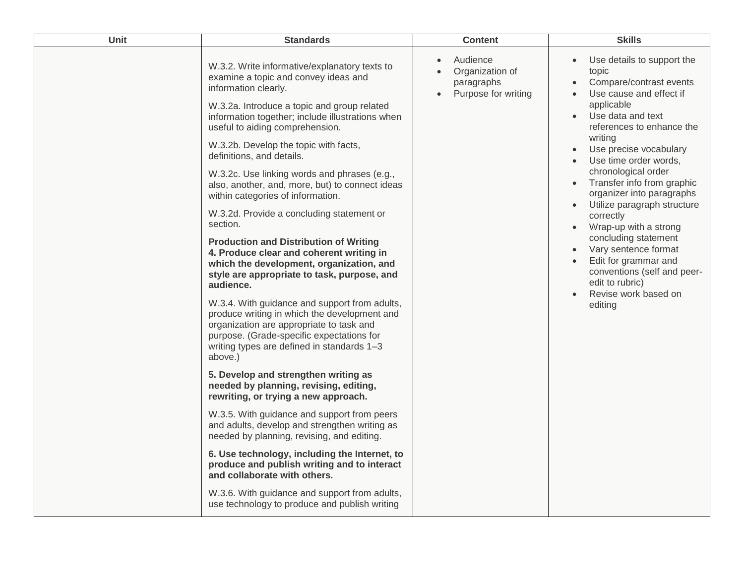| Unit | Standards | Content | Skills |
|---|---|---|---|
| | W.3.2. Write informative/explanatory texts to examine a topic and convey ideas and information clearly.<br><br>W.3.2a. Introduce a topic and group related information together; include illustrations when useful to aiding comprehension.<br><br>W.3.2b. Develop the topic with facts, definitions, and details.<br><br>W.3.2c. Use linking words and phrases (e.g., also, another, and, more, but) to connect ideas within categories of information.<br><br>W.3.2d. Provide a concluding statement or section.<br><br>**Production and Distribution of Writing**<br>**4. Produce clear and coherent writing in which the development, organization, and style are appropriate to task, purpose, and audience.**<br><br>W.3.4. With guidance and support from adults, produce writing in which the development and organization are appropriate to task and purpose. (Grade-specific expectations for writing types are defined in standards 1–3 above.)<br><br>**5. Develop and strengthen writing as needed by planning, revising, editing, rewriting, or trying a new approach.**<br><br>W.3.5. With guidance and support from peers and adults, develop and strengthen writing as needed by planning, revising, and editing.<br><br>**6. Use technology, including the Internet, to produce and publish writing and to interact and collaborate with others.**<br><br>W.3.6. With guidance and support from adults, use technology to produce and publish writing | • Audience<br>• Organization of paragraphs<br>• Purpose for writing | • Use details to support the topic<br>• Compare/contrast events<br>• Use cause and effect if applicable<br>• Use data and text references to enhance the writing<br>• Use precise vocabulary<br>• Use time order words, chronological order<br>• Transfer info from graphic organizer into paragraphs<br>• Utilize paragraph structure correctly<br>• Wrap-up with a strong concluding statement<br>• Vary sentence format<br>• Edit for grammar and conventions (self and peer-edit to rubric)<br>• Revise work based on editing |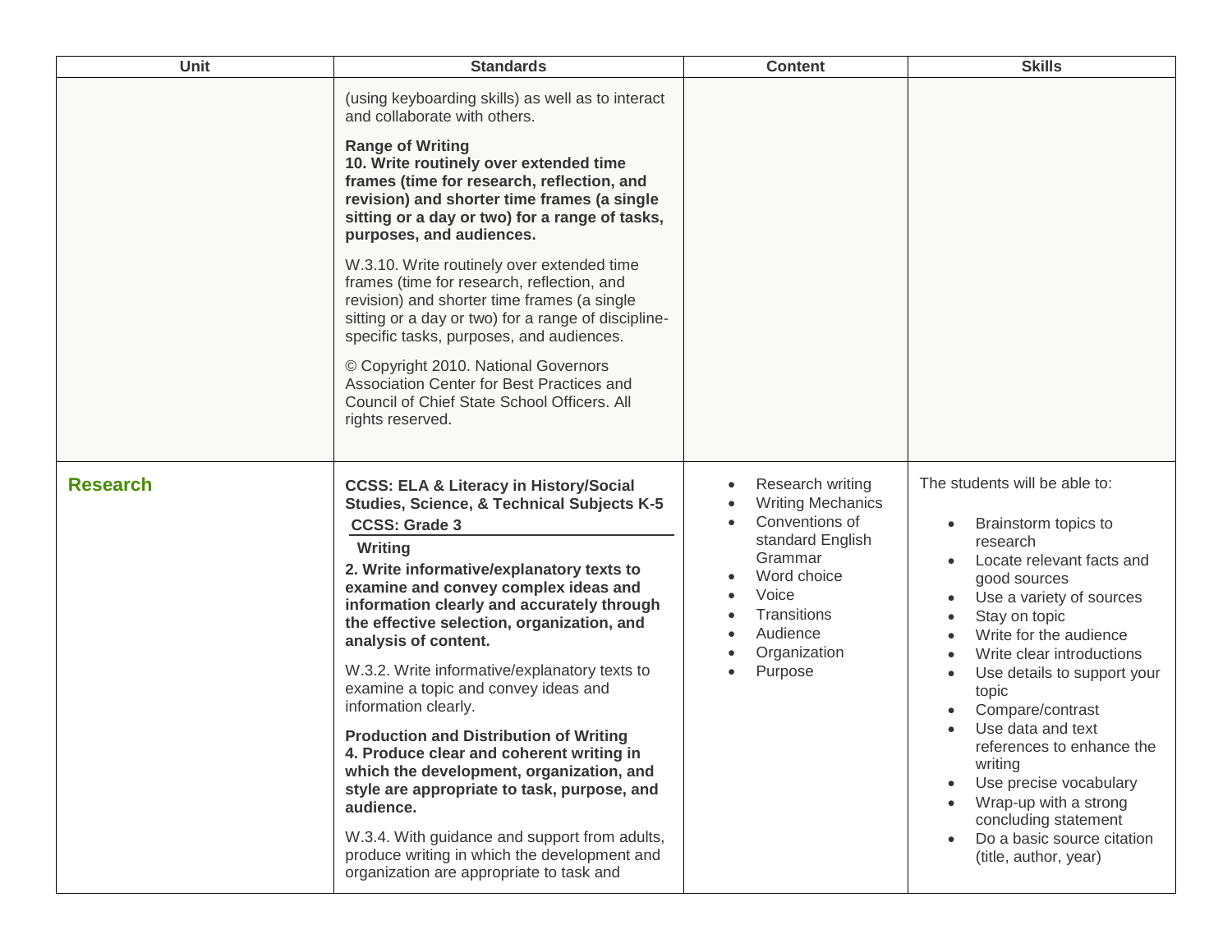| Unit | Standards | Content | Skills |
|---|---|---|---|
| | (using keyboarding skills) as well as to interact and collaborate with others.<br><br>**Range of Writing**<br>**10. Write routinely over extended time frames (time for research, reflection, and revision) and shorter time frames (a single sitting or a day or two) for a range of tasks, purposes, and audiences.**<br><br>W.3.10. Write routinely over extended time frames (time for research, reflection, and revision) and shorter time frames (a single sitting or a day or two) for a range of discipline-specific tasks, purposes, and audiences.<br><br>© Copyright 2010. National Governors Association Center for Best Practices and Council of Chief State School Officers. All rights reserved. | | |
| **Research** | **CCSS: ELA & Literacy in History/Social Studies, Science, & Technical Subjects K-5**<br>**CCSS: Grade 3**<br>**Writing**<br>**2. Write informative/explanatory texts to examine and convey complex ideas and information clearly and accurately through the effective selection, organization, and analysis of content.**<br><br>W.3.2. Write informative/explanatory texts to examine a topic and convey ideas and information clearly.<br><br>**Production and Distribution of Writing**<br>**4. Produce clear and coherent writing in which the development, organization, and style are appropriate to task, purpose, and audience.**<br><br>W.3.4. With guidance and support from adults, produce writing in which the development and organization are appropriate to task and | • Research writing<br>• Writing Mechanics<br>• Conventions of standard English Grammar<br>• Word choice<br>• Voice<br>• Transitions<br>• Audience<br>• Organization<br>• Purpose | The students will be able to:<br><br>• Brainstorm topics to research<br>• Locate relevant facts and good sources<br>• Use a variety of sources<br>• Stay on topic<br>• Write for the audience<br>• Write clear introductions<br>• Use details to support your topic<br>• Compare/contrast<br>• Use data and text references to enhance the writing<br>• Use precise vocabulary<br>• Wrap-up with a strong concluding statement<br>• Do a basic source citation (title, author, year) |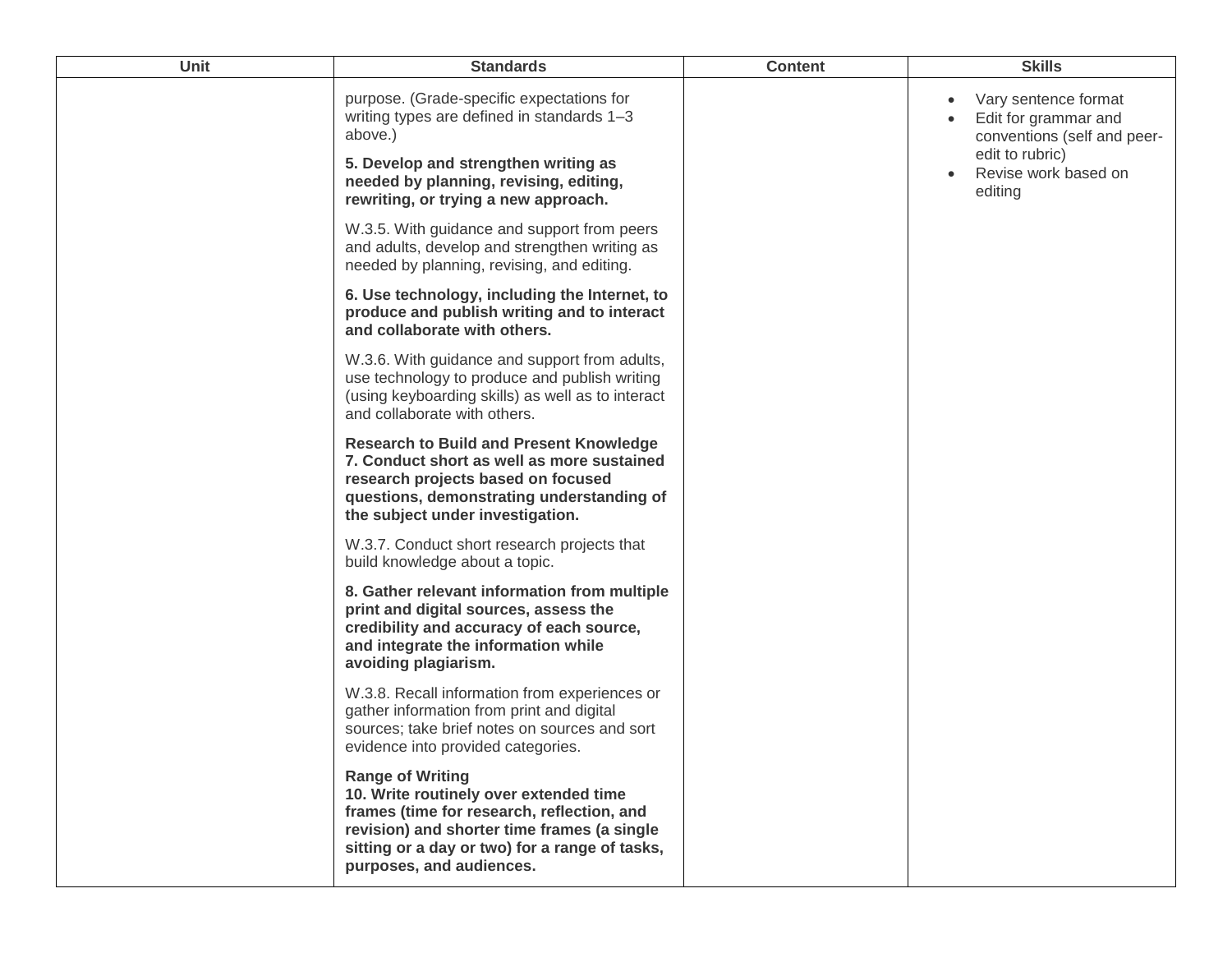| Unit | Standards | Content | Skills |
| --- | --- | --- | --- |
| | purpose. (Grade-specific expectations for writing types are defined in standards 1–3 above.)<br><br>**5. Develop and strengthen writing as needed by planning, revising, editing, rewriting, or trying a new approach.**<br><br>W.3.5. With guidance and support from peers and adults, develop and strengthen writing as needed by planning, revising, and editing.<br><br>**6. Use technology, including the Internet, to produce and publish writing and to interact and collaborate with others.**<br><br>W.3.6. With guidance and support from adults, use technology to produce and publish writing (using keyboarding skills) as well as to interact and collaborate with others.<br><br>**Research to Build and Present Knowledge**<br>**7. Conduct short as well as more sustained research projects based on focused questions, demonstrating understanding of the subject under investigation.**<br><br>W.3.7. Conduct short research projects that build knowledge about a topic.<br><br>**8. Gather relevant information from multiple print and digital sources, assess the credibility and accuracy of each source, and integrate the information while avoiding plagiarism.**<br><br>W.3.8. Recall information from experiences or gather information from print and digital sources; take brief notes on sources and sort evidence into provided categories.<br><br>**Range of Writing**<br>**10. Write routinely over extended time frames (time for research, reflection, and revision) and shorter time frames (a single sitting or a day or two) for a range of tasks, purposes, and audiences.** | | • Vary sentence format<br>• Edit for grammar and conventions (self and peer-edit to rubric)<br>• Revise work based on editing |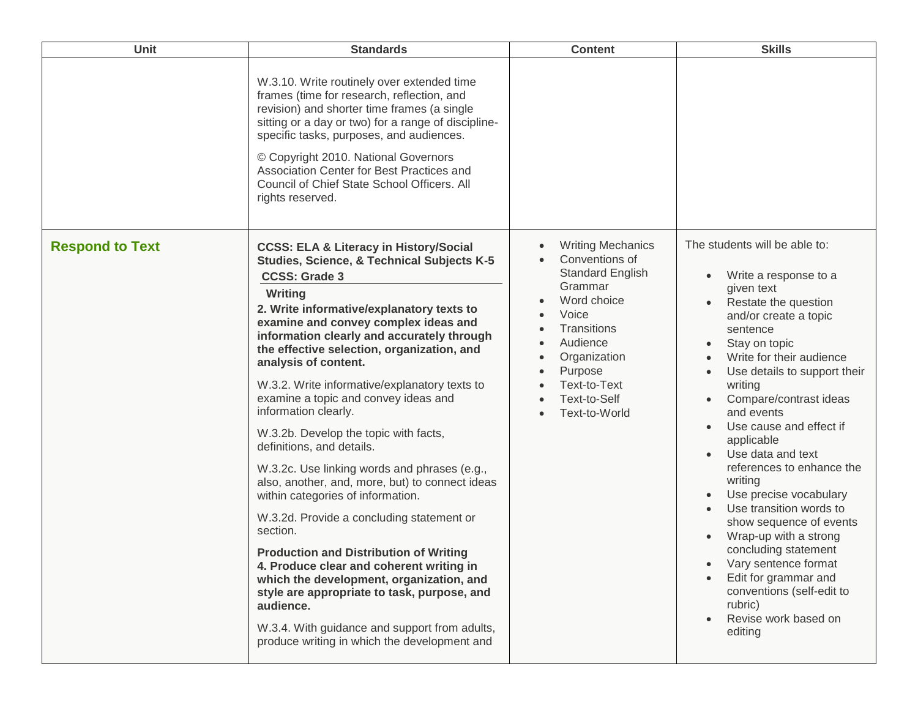| Unit | Standards | Content | Skills |
|---|---|---|---|
| | W.3.10. Write routinely over extended time frames (time for research, reflection, and revision) and shorter time frames (a single sitting or a day or two) for a range of discipline-specific tasks, purposes, and audiences.<br><br>© Copyright 2010. National Governors Association Center for Best Practices and Council of Chief State School Officers. All rights reserved. | | |
| **Respond to Text** | **CCSS: ELA & Literacy in History/Social Studies, Science, & Technical Subjects K-5**<br>**CCSS: Grade 3**<br>**Writing**<br>**2. Write informative/explanatory texts to examine and convey complex ideas and information clearly and accurately through the effective selection, organization, and analysis of content.**<br><br>W.3.2. Write informative/explanatory texts to examine a topic and convey ideas and information clearly.<br><br>W.3.2b. Develop the topic with facts, definitions, and details.<br><br>W.3.2c. Use linking words and phrases (e.g., also, another, and, more, but) to connect ideas within categories of information.<br><br>W.3.2d. Provide a concluding statement or section.<br><br>**Production and Distribution of Writing**<br>**4. Produce clear and coherent writing in which the development, organization, and style are appropriate to task, purpose, and audience.**<br><br>W.3.4. With guidance and support from adults, produce writing in which the development and | • Writing Mechanics<br>• Conventions of Standard English Grammar<br>• Word choice<br>• Voice<br>• Transitions<br>• Audience<br>• Organization<br>• Purpose<br>• Text-to-Text<br>• Text-to-Self<br>• Text-to-World | The students will be able to:<br><br>• Write a response to a given text<br>• Restate the question and/or create a topic sentence<br>• Stay on topic<br>• Write for their audience<br>• Use details to support their writing<br>• Compare/contrast ideas and events<br>• Use cause and effect if applicable<br>• Use data and text references to enhance the writing<br>• Use precise vocabulary<br>• Use transition words to show sequence of events<br>• Wrap-up with a strong concluding statement<br>• Vary sentence format<br>• Edit for grammar and conventions (self-edit to rubric)<br>• Revise work based on editing |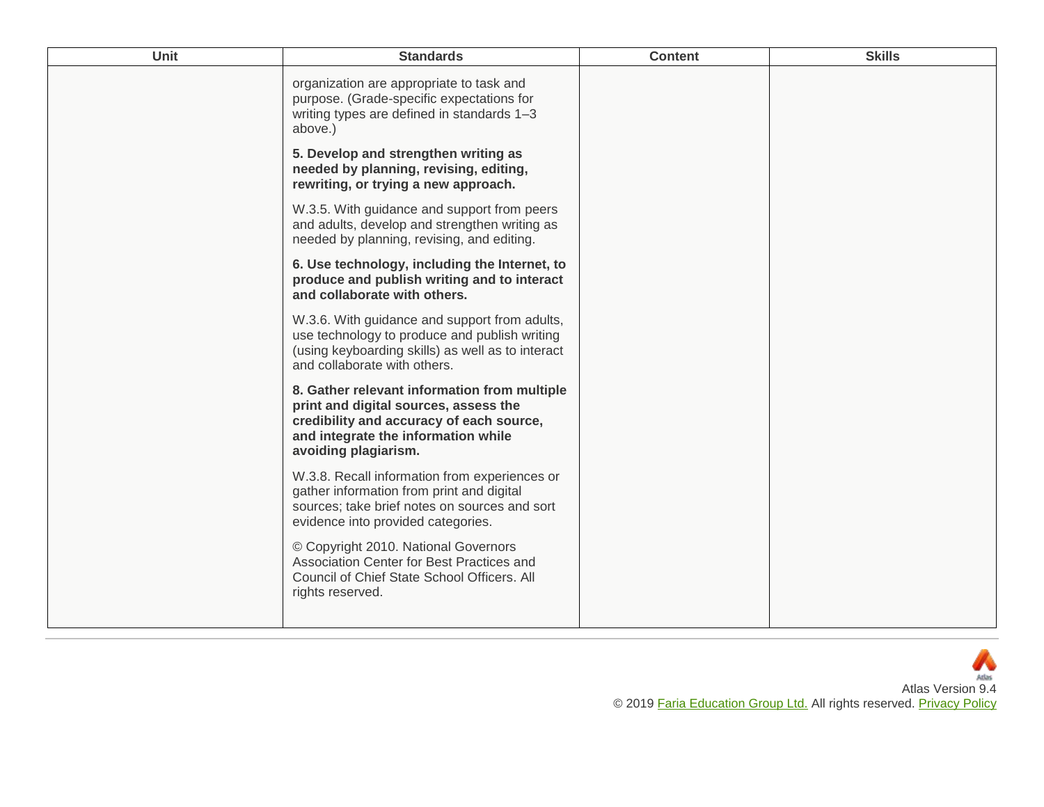| Unit | Standards | Content | Skills |
| --- | --- | --- | --- |
| | organization are appropriate to task and purpose. (Grade-specific expectations for writing types are defined in standards 1–3 above.)<br><br>**5. Develop and strengthen writing as needed by planning, revising, editing, rewriting, or trying a new approach.**<br><br>W.3.5. With guidance and support from peers and adults, develop and strengthen writing as needed by planning, revising, and editing.<br><br>**6. Use technology, including the Internet, to produce and publish writing and to interact and collaborate with others.**<br><br>W.3.6. With guidance and support from adults, use technology to produce and publish writing (using keyboarding skills) as well as to interact and collaborate with others.<br><br>**8. Gather relevant information from multiple print and digital sources, assess the credibility and accuracy of each source, and integrate the information while avoiding plagiarism.**<br><br>W.3.8. Recall information from experiences or gather information from print and digital sources; take brief notes on sources and sort evidence into provided categories.<br><br>© Copyright 2010. National Governors Association Center for Best Practices and Council of Chief State School Officers. All rights reserved. | | |

Atlas Version 9.4

© 2019 Faria Education Group Ltd. All rights reserved. Privacy Policy